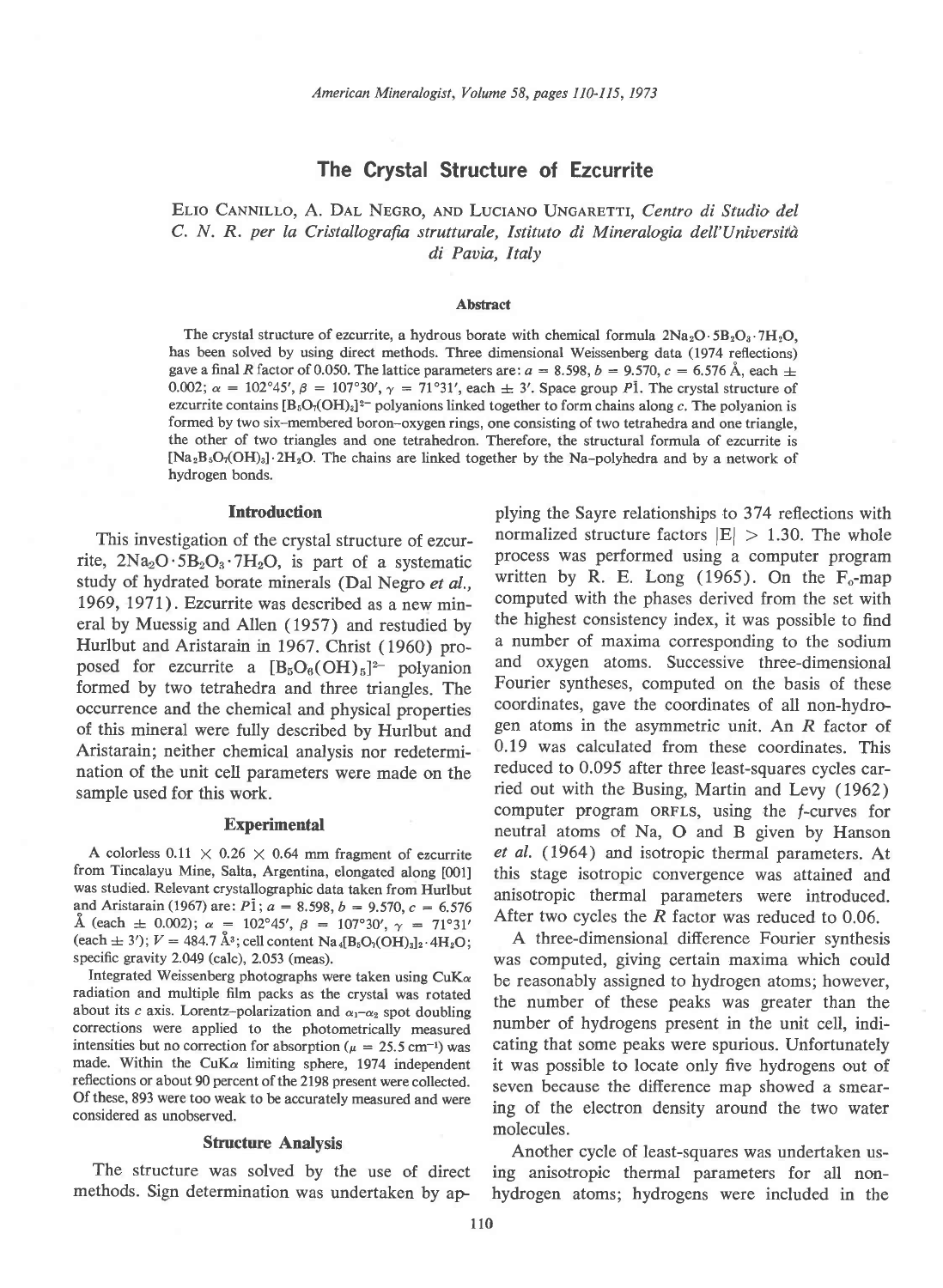# The Crystal Structure of Ezcurrite

Elio Cannillo, A. Dal Negro, and Luciano Ungaretti, *Centro di Studio del C. N. R. per la Cristallografia strutturale, Istituto di Mineralogia dell'Università di Pavia, Italy*

## Abstract

The crystal structure of ezcurrite, a hydrous borate with chemical formula $2Na_2O \cdot 5B_2O_3 \cdot 7H_2O$, has been solved by using direct methods. Three dimensional Weissenberg data (1974 reflections) gave a final $R$ factor of 0.050. The lattice parameters are: $a = 8.598$, $b = 9.570$, $c = 6.576$ Å, each $\pm$ 0.002; $\alpha = 102°45'$, $\beta = 107°30'$, $\gamma = 71°31'$, each $\pm$ 3'. Space group $P\bar{1}$. The crystal structure of ezcurrite contains $[B_5O_7(OH)_3]^{2-}$ polyanions linked together to form chains along $c$. The polyanion is formed by two six-membered boron-oxygen rings, one consisting of two tetrahedra and one triangle, the other of two triangles and one tetrahedron. Therefore, the structural formula of ezcurrite is $[Na_2B_5O_7(OH)_3] \cdot 2H_2O$. The chains are linked together by the Na-polyhedra and by a network of hydrogen bonds.

## Introduction

This investigation of the crystal structure of ezcurrite, $2Na_2O \cdot 5B_2O_3 \cdot 7H_2O$, is part of a systematic study of hydrated borate minerals (Dal Negro *et al.*, 1969, 1971). Ezcurrite was described as a new mineral by Muessig and Allen (1957) and restudied by Hurlbut and Aristarain in 1967. Christ (1960) proposed for ezcurrite a $[B_5O_6(OH)_5]^{2-}$ polyanion formed by two tetrahedra and three triangles. The occurrence and the chemical and physical properties of this mineral were fully described by Hurlbut and Aristarain; neither chemical analysis nor redetermination of the unit cell parameters were made on the sample used for this work.

## Experimental

A colorless 0.11 × 0.26 × 0.64 mm fragment of ezcurrite from Tincalayu Mine, Salta, Argentina, elongated along [001] was studied. Relevant crystallographic data taken from Hurlbut and Aristarain (1967) are: $P\bar{1}$; $a = 8.598$, $b = 9.570$, $c = 6.576$ Å (each $\pm$ 0.002); $\alpha = 102°45'$, $\beta = 107°30'$, $\gamma = 71°31'$ (each $\pm$ 3'); $V = 484.7$ Å$^3$; cell content $Na_4[B_5O_7(OH)_3]_2 \cdot 4H_2O$; specific gravity 2.049 (calc), 2.053 (meas).

Integrated Weissenberg photographs were taken using CuK$\alpha$ radiation and multiple film packs as the crystal was rotated about its $c$ axis. Lorentz-polarization and $\alpha_1$–$\alpha_2$ spot doubling corrections were applied to the photometrically measured intensities but no correction for absorption ($\mu = 25.5$ cm$^{-1}$) was made. Within the CuK$\alpha$ limiting sphere, 1974 independent reflections or about 90 percent of the 2198 present were collected. Of these, 893 were too weak to be accurately measured and were considered as unobserved.

## Structure Analysis

The structure was solved by the use of direct methods. Sign determination was undertaken by applying the Sayre relationships to 374 reflections with normalized structure factors $|E| > 1.30$. The whole process was performed using a computer program written by R. E. Long (1965). On the $F_o$-map computed with the phases derived from the set with the highest consistency index, it was possible to find a number of maxima corresponding to the sodium and oxygen atoms. Successive three-dimensional Fourier syntheses, computed on the basis of these coordinates, gave the coordinates of all non-hydrogen atoms in the asymmetric unit. An $R$ factor of 0.19 was calculated from these coordinates. This reduced to 0.095 after three least-squares cycles carried out with the Busing, Martin and Levy (1962) computer program ORFLS, using the $f$-curves for neutral atoms of Na, O and B given by Hanson *et al.* (1964) and isotropic thermal parameters. At this stage isotropic convergence was attained and anisotropic thermal parameters were introduced. After two cycles the $R$ factor was reduced to 0.06.

A three-dimensional difference Fourier synthesis was computed, giving certain maxima which could be reasonably assigned to hydrogen atoms; however, the number of these peaks was greater than the number of hydrogens present in the unit cell, indicating that some peaks were spurious. Unfortunately it was possible to locate only five hydrogens out of seven because the difference map showed a smearing of the electron density around the two water molecules.

Another cycle of least-squares was undertaken using anisotropic thermal parameters for all non-hydrogen atoms; hydrogens were included in the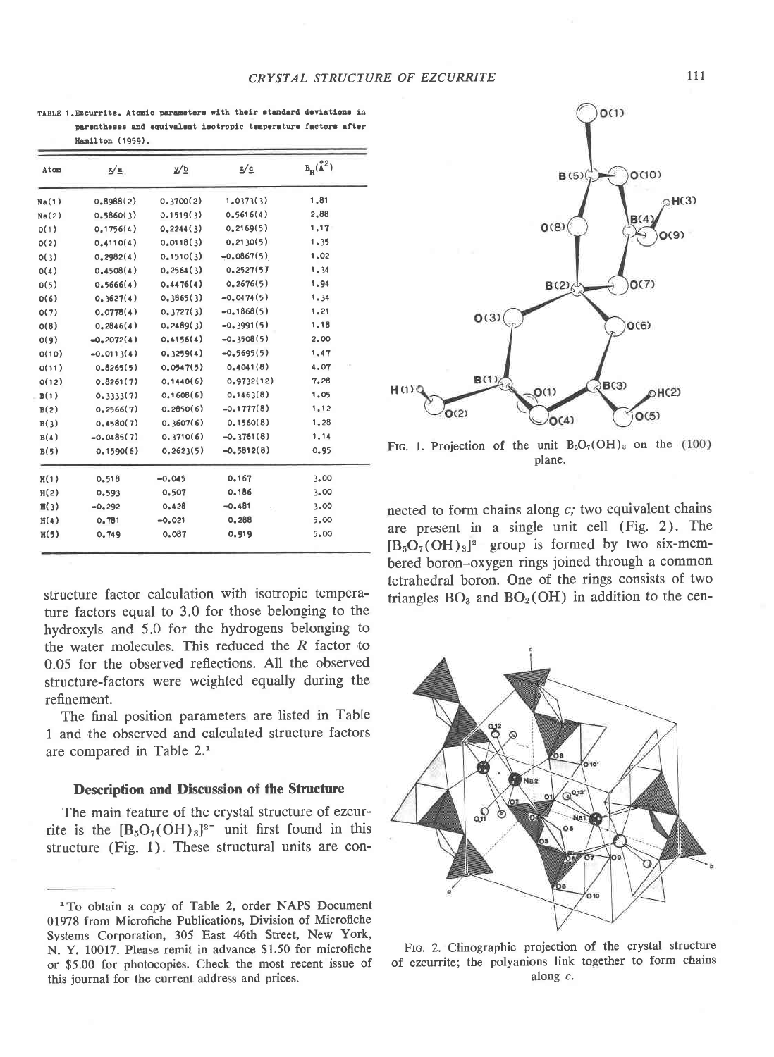TABLE 1. Ezcurrite. Atomic parameters with their standard deviations in parentheses and equivalent isotropic temperature factors after Hamilton (1959).

| Atom | $x/a$ | $y/b$ | $z/c$ | $B_H(\text{Å}^2)$ |
|---|---|---|---|---|
| Na(1) | 0.8988(2) | 0.3700(2) | 1.0373(3) | 1.81 |
| Na(2) | 0.5860(3) | 0.1519(3) | 0.5616(4) | 2.88 |
| O(1) | 0.1756(4) | 0.2244(3) | 0.2169(5) | 1.17 |
| O(2) | 0.4110(4) | 0.0118(3) | 0.2130(5) | 1.35 |
| O(3) | 0.2982(4) | 0.1510(3) | -0.0867(5) | 1.02 |
| O(4) | 0.4508(4) | 0.2564(3) | 0.2527(5) | 1.34 |
| O(5) | 0.5666(4) | 0.4476(4) | 0.2676(5) | 1.94 |
| O(6) | 0.3627(4) | 0.3865(3) | -0.0474(5) | 1.34 |
| O(7) | 0.0778(4) | 0.3727(3) | -0.1868(5) | 1.21 |
| O(8) | 0.2846(4) | 0.2489(3) | -0.3991(5) | 1.18 |
| O(9) | -0.2072(4) | 0.4156(4) | -0.3508(5) | 2.00 |
| O(10) | -0.0113(4) | 0.3259(4) | -0.5695(5) | 1.47 |
| O(11) | 0.8265(5) | 0.0547(5) | 0.4041(8) | 4.07 |
| O(12) | 0.8261(7) | 0.1440(6) | 0.9732(12) | 7.28 |
| B(1) | 0.3333(7) | 0.1608(6) | 0.1463(8) | 1.05 |
| B(2) | 0.2566(7) | 0.2850(6) | -0.1777(8) | 1.12 |
| B(3) | 0.4580(7) | 0.3607(6) | 0.1560(8) | 1.28 |
| B(4) | -0.0485(7) | 0.3710(6) | -0.3761(8) | 1.14 |
| B(5) | 0.1590(6) | 0.2623(5) | -0.5812(8) | 0.95 |
| H(1) | 0.518 | -0.045 | 0.167 | 3.00 |
| H(2) | 0.593 | 0.507 | 0.186 | 3.00 |
| H(3) | -0.292 | 0.428 | -0.481 | 3.00 |
| H(4) | 0.781 | -0.021 | 0.288 | 5.00 |
| H(5) | 0.749 | 0.087 | 0.919 | 5.00 |

structure factor calculation with isotropic temperature factors equal to 3.0 for those belonging to the hydroxyls and 5.0 for the hydrogens belonging to the water molecules. This reduced the $R$ factor to 0.05 for the observed reflections. All the observed structure-factors were weighted equally during the refinement.

The final position parameters are listed in Table 1 and the observed and calculated structure factors are compared in Table 2.[1]

## Description and Discussion of the Structure

The main feature of the crystal structure of ezcurrite is the $[B_5O_7(OH)_3]^{2-}$ unit first found in this structure (Fig. 1). These structural units are connected to form chains along $c$; two equivalent chains are present in a single unit cell (Fig. 2). The $[B_5O_7(OH)_3]^{2-}$ group is formed by two six-membered boron–oxygen rings joined through a common tetrahedral boron. One of the rings consists of two triangles $BO_3$ and $BO_2(OH)$ in addition to the cen-

FIG. 1. Projection of the unit $B_5O_7(OH)_3$ on the (100) plane.

FIG. 2. Clinographic projection of the crystal structure of ezcurrite; the polyanions link together to form chains along $c$.

[1] To obtain a copy of Table 2, order NAPS Document 01978 from Microfiche Publications, Division of Microfiche Systems Corporation, 305 East 46th Street, New York, N. Y. 10017. Please remit in advance $1.50 for microfiche or $5.00 for photocopies. Check the most recent issue of this journal for the current address and prices.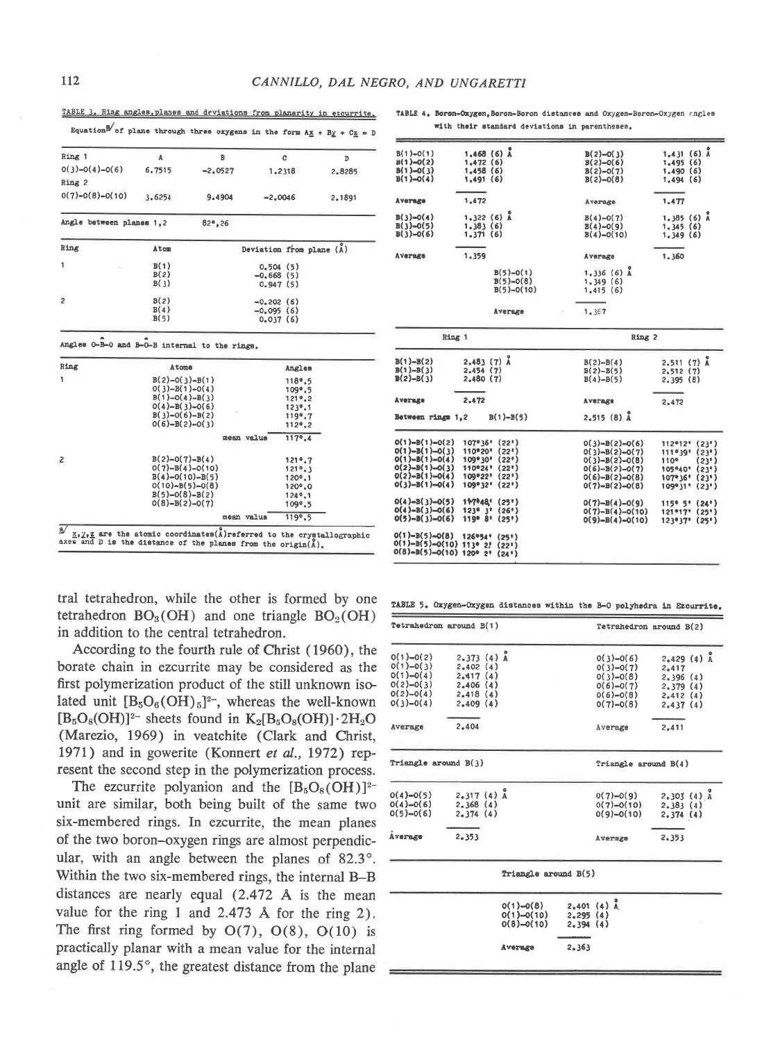TABLE 3. Ring angles, planes and deviations from planarity in ezcurrite.

Equation[a] of plane through three oxygens in the form $Ax + By + Cz = D$

| | A | B | C | D |
|---|---|---|---|---|
| Ring 1 | | | | |
| O(3)-O(4)-O(6) | 6.7515 | -2.0527 | 1.2318 | 2.8285 |
| Ring 2 | | | | |
| O(7)-O(8)-O(10) | 3.6254 | 9.4904 | -2.0046 | 2.1891 |

Angle between planes 1,2 82°,26

| Ring | Atom | Deviation from plane (Å) |
|---|---|---|
| 1 | B(1) | 0.504 (5) |
| | B(2) | -0.668 (5) |
| | B(3) | 0.947 (5) |
| 2 | B(2) | -0.202 (6) |
| | B(4) | -0.095 (6) |
| | B(5) | 0.037 (6) |

Angles O-B-O and B-O-B internal to the rings.

| Ring | Atoms | Angles |
|---|---|---|
| 1 | B(2)-O(3)-B(1) | 118°.5 |
| | O(3)-B(1)-O(4) | 109°.5 |
| | B(1)-O(4)-B(3) | 121°.2 |
| | O(4)-B(3)-O(6) | 123°.1 |
| | B(3)-O(6)-B(2) | 119°.7 |
| | O(6)-B(2)-O(3) | 112°.2 |
| | mean value | 117°.4 |
| 2 | B(2)-O(7)-B(4) | 121°.7 |
| | O(7)-B(4)-O(10) | 121°.3 |
| | B(4)-O(10)-B(5) | 120°.1 |
| | O(10)-B(5)-O(8) | 120°.0 |
| | B(5)-O(8)-B(2) | 124°.1 |
| | O(8)-B(2)-O(7) | 109°.5 |
| | mean value | 119°.5 |

[a] x,y,z are the atomic coordinates(Å) referred to the crystallographic axes and D is the distance of the planes from the origin(Å).

TABLE 4. Boron-Oxygen, Boron-Boron distances and Oxygen-Boron-Oxygen angles with their standard deviations in parentheses.

| | | | |
|---|---|---|---|
| B(1)-O(1) | 1.468 (6) Å | B(2)-O(3) | 1.431 (6) Å |
| B(1)-O(2) | 1.472 (6) | B(2)-O(6) | 1.495 (6) |
| B(1)-O(3) | 1.458 (6) | B(2)-O(7) | 1.490 (6) |
| B(1)-O(4) | 1.491 (6) | B(2)-O(8) | 1.494 (6) |
| Average | 1.472 | Average | 1.477 |
| B(3)-O(4) | 1.322 (6) Å | B(4)-O(7) | 1.385 (6) Å |
| B(3)-O(5) | 1.383 (6) | B(4)-O(9) | 1.345 (6) |
| B(3)-O(6) | 1.371 (6) | B(4)-O(10) | 1.349 (6) |
| Average | 1.359 | Average | 1.360 |
| B(5)-O(1) | 1.336 (6) Å | | |
| B(5)-O(8) | 1.349 (6) | | |
| B(5)-O(10) | 1.415 (6) | | |
| Average | 1.367 | | |

| Ring 1 | | Ring 2 | |
|---|---|---|---|
| B(1)-B(2) | 2.483 (7) Å | B(2)-B(4) | 2.511 (7) Å |
| B(1)-B(3) | 2.454 (7) | B(2)-B(5) | 2.512 (7) |
| B(2)-B(3) | 2.480 (7) | B(4)-B(5) | 2.395 (8) |
| Average | 2.472 | Average | 2.472 |
| Between rings 1,2 | B(1)-B(5) | 2.515 (8) Å | |

| | | | |
|---|---|---|---|
| O(1)-B(1)-O(2) | 107°36' (22') | O(3)-B(2)-O(6) | 112°12' (23') |
| O(1)-B(1)-O(3) | 110°20' (22') | O(3)-B(2)-O(7) | 111°39' (23') |
| O(1)-B(1)-O(4) | 109°30' (22') | O(3)-B(2)-O(8) | 110° (23') |
| O(2)-B(1)-O(3) | 110°24' (22') | O(6)-B(2)-O(7) | 105°40' (23') |
| O(2)-B(1)-O(4) | 109°22' (22') | O(6)-B(2)-O(8) | 107°36' (23') |
| O(3)-B(1)-O(4) | 109°32' (22') | O(7)-B(2)-O(8) | 109°31' (23') |
| O(4)-B(3)-O(5) | 117°48' (25') | O(7)-B(4)-O(9) | 115° 5' (24') |
| O(4)-B(3)-O(6) | 123° 3' (26') | O(7)-B(4)-O(10) | 121°17' (25') |
| O(5)-B(3)-O(6) | 119° 8' (25') | O(9)-B(4)-O(10) | 123°37' (25') |
| O(1)-B(5)-O(8) | 126°54' (25') | | |
| O(1)-B(5)-O(10) | 113° 2' (22') | | |
| O(8)-B(5)-O(10) | 120° 2' (24') | | |

TABLE 5. Oxygen-Oxygen distances within the B-O polyhedra in Ezcurrite.

| Tetrahedron around B(1) | | Tetrahedron around B(2) | |
|---|---|---|---|
| O(1)-O(2) | 2.373 (4) Å | O(3)-O(6) | 2.429 (4) Å |
| O(1)-O(3) | 2.402 (4) | O(3)-O(7) | 2.417 |
| O(1)-O(4) | 2.417 (4) | O(3)-O(8) | 2.396 (4) |
| O(2)-O(3) | 2.406 (4) | O(6)-O(7) | 2.379 (4) |
| O(2)-O(4) | 2.418 (4) | O(6)-O(8) | 2.412 (4) |
| O(3)-O(4) | 2.409 (4) | O(7)-O(8) | 2.437 (4) |
| Average | 2.404 | Average | 2.411 |

| Triangle around B(3) | | Triangle around B(4) | |
|---|---|---|---|
| O(4)-O(5) | 2.317 (4) Å | O(7)-O(9) | 2.303 (4) Å |
| O(4)-O(6) | 2.368 (4) | O(7)-O(10) | 2.383 (4) |
| O(5)-O(6) | 2.374 (4) | O(9)-O(10) | 2.374 (4) |
| Average | 2.353 | Average | 2.353 |

| Triangle around B(5) | |
|---|---|
| O(1)-O(8) | 2.401 (4) Å |
| O(1)-O(10) | 2.295 (4) |
| O(8)-O(10) | 2.394 (4) |
| Average | 2.363 |

tral tetrahedron, while the other is formed by one tetrahedron $BO_3(OH)$ and one triangle $BO_2(OH)$ in addition to the central tetrahedron.

According to the fourth rule of Christ (1960), the borate chain in ezcurrite may be considered as the first polymerization product of the still unknown isolated unit $[B_5O_6(OH)_5]^{2-}$, whereas the well-known $[B_5O_8(OH)]^{2-}$ sheets found in $K_2[B_5O_8(OH)]\cdot 2H_2O$ (Marezio, 1969) in veatchite (Clark and Christ, 1971) and in gowerite (Konnert *et al.*, 1972) represent the second step in the polymerization process.

The ezcurrite polyanion and the $[B_5O_8(OH)]^{2-}$ unit are similar, both being built of the same two six-membered rings. In ezcurrite, the mean planes of the two boron–oxygen rings are almost perpendicular, with an angle between the planes of 82.3°. Within the two six-membered rings, the internal B–B distances are nearly equal (2.472 Å is the mean value for the ring 1 and 2.473 Å for the ring 2). The first ring formed by O(7), O(8), O(10) is practically planar with a mean value for the internal angle of 119.5°, the greatest distance from the plane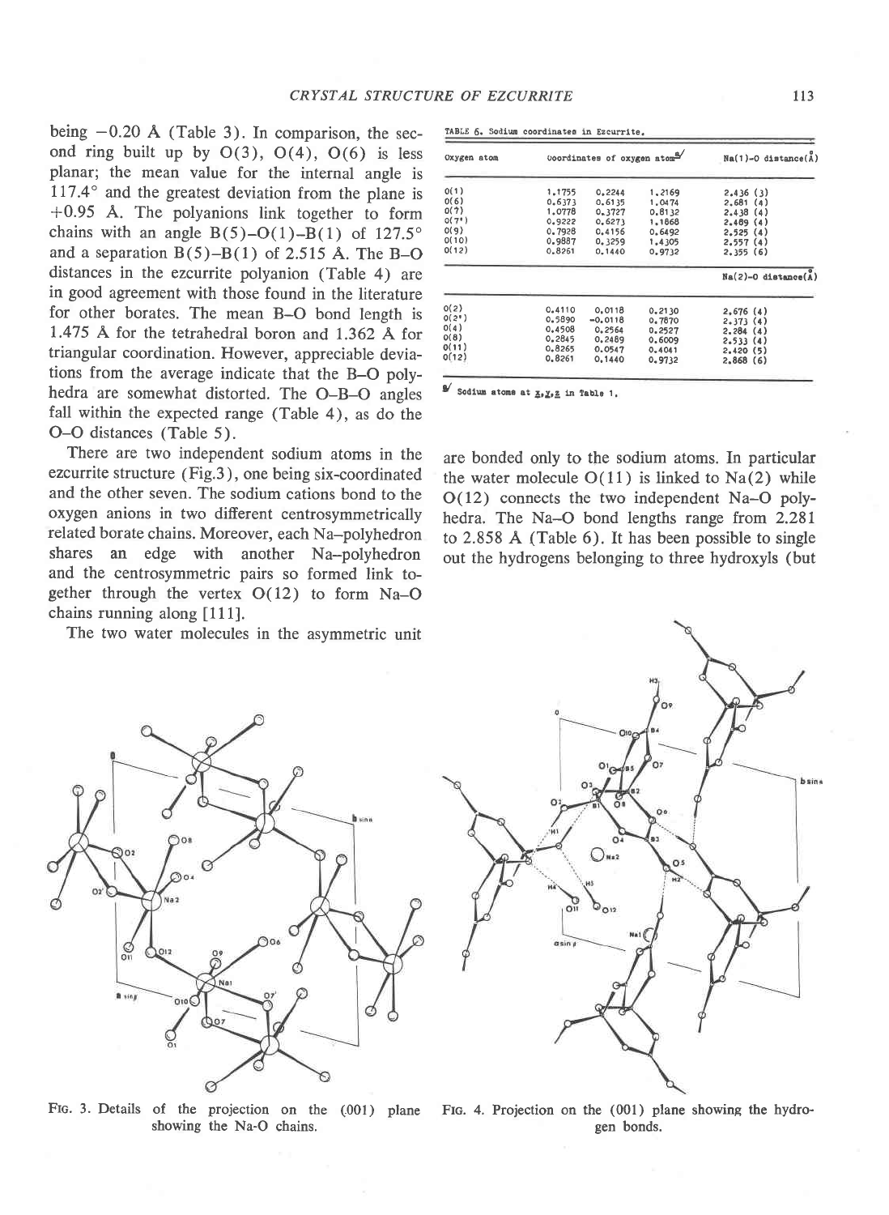being −0.20 Å (Table 3). In comparison, the second ring built up by O(3), O(4), O(6) is less planar; the mean value for the internal angle is 117.4° and the greatest deviation from the plane is +0.95 Å. The polyanions link together to form chains with an angle B(5)–O(1)–B(1) of 127.5° and a separation B(5)–B(1) of 2.515 Å. The B–O distances in the ezcurrite polyanion (Table 4) are in good agreement with those found in the literature for other borates. The mean B–O bond length is 1.475 Å for the tetrahedral boron and 1.362 Å for triangular coordination. However, appreciable deviations from the average indicate that the B–O polyhedra are somewhat distorted. The O–B–O angles fall within the expected range (Table 4), as do the O–O distances (Table 5).

There are two independent sodium atoms in the ezcurrite structure (Fig.3), one being six-coordinated and the other seven. The sodium cations bond to the oxygen anions in two different centrosymmetrically related borate chains. Moreover, each Na–polyhedron shares an edge with another Na–polyhedron and the centrosymmetric pairs so formed link together through the vertex O(12) to form Na–O chains running along [111].

The two water molecules in the asymmetric unit are bonded only to the sodium atoms. In particular the water molecule O(11) is linked to Na(2) while O(12) connects the two independent Na–O polyhedra. The Na–O bond lengths range from 2.281 to 2.858 Å (Table 6). It has been possible to single out the hydrogens belonging to three hydroxyls (but

TABLE 6. Sodium coordinates in Ezcurrite.

| Oxygen atom | Coordinates of oxygen atom[a] | | | Na(1)-O distance(Å) |
|---|---|---|---|---|
| O(1) | 1.1755 | 0.2244 | 1.2169 | 2.436 (3) |
| O(6) | 0.6373 | 0.6135 | 1.0474 | 2.681 (4) |
| O(7) | 1.0778 | 0.3727 | 0.8132 | 2.438 (4) |
| O(7') | 0.9222 | 0.6273 | 1.1868 | 2.489 (4) |
| O(9) | 0.7928 | 0.4156 | 0.6492 | 2.525 (4) |
| O(10) | 0.9887 | 0.3259 | 1.4305 | 2.557 (4) |
| O(12) | 0.8261 | 0.1440 | 0.9732 | 2.355 (6) |
| | | | | **Na(2)-O distance(Å)** |
| O(2) | 0.4110 | 0.0118 | 0.2130 | 2.676 (4) |
| O(2') | 0.5890 | -0.0118 | 0.7870 | 2.373 (4) |
| O(4) | 0.4508 | 0.2564 | 0.2527 | 2.284 (4) |
| O(8) | 0.2845 | 0.2489 | 0.6009 | 2.533 (4) |
| O(11) | 0.8265 | 0.0547 | 0.4041 | 2.420 (5) |
| O(12) | 0.8261 | 0.1440 | 0.9732 | 2.868 (6) |

[a] Sodium atoms at x,y,z in Table 1.

FIG. 3. Details of the projection on the (001) plane showing the Na-O chains.

FIG. 4. Projection on the (001) plane showing the hydrogen bonds.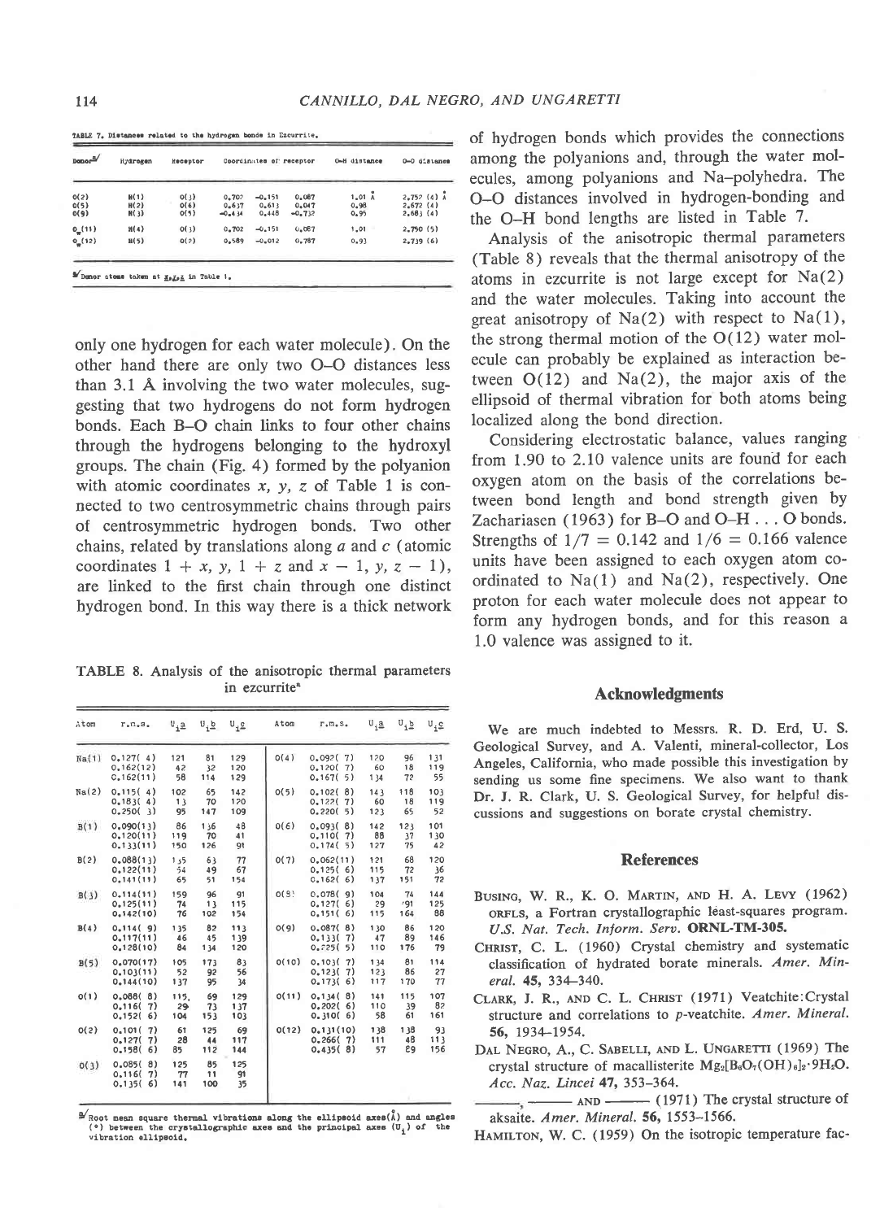TABLE 7. Distances related to the hydrogen bonds in Ezcurrite.

| Donor[a] | Hydrogen | Receptor | Coordinates of receptor | | | O-H distance | O-O distance |
|---|---|---|---|---|---|---|---|
| O(2) | H(1) | O(3) | 0.707 | −0.151 | 0.087 | 1.01 Å | 2.757 (4) Å |
| O(5) | H(2) | O(6) | 0.637 | 0.613 | 0.047 | 0.98 | 2.672 (4) |
| O(9) | H(3) | O(5) | −0.434 | 0.448 | −0.732 | 0.95 | 2.683 (4) |
| $O_w$(11) | H(4) | O(3) | 0.702 | −0.151 | 0.087 | 1.01 | 2.750 (5) |
| $O_w$(12) | H(5) | O(2) | 0.589 | −0.012 | 0.787 | 0.93 | 2.739 (6) |

[a] Donor atoms taken at $x,y,z$ in Table 1.

only one hydrogen for each water molecule). On the other hand there are only two O–O distances less than 3.1 Å involving the two water molecules, suggesting that two hydrogens do not form hydrogen bonds. Each B–O chain links to four other chains through the hydrogens belonging to the hydroxyl groups. The chain (Fig. 4) formed by the polyanion with atomic coordinates $x$, $y$, $z$ of Table 1 is connected to two centrosymmetric chains through pairs of centrosymmetric hydrogen bonds. Two other chains, related by translations along $a$ and $c$ (atomic coordinates $1 + x, y, 1 + z$ and $x - 1, y, z - 1$), are linked to the first chain through one distinct hydrogen bond. In this way there is a thick network of hydrogen bonds which provides the connections among the polyanions and, through the water molecules, among polyanions and Na–polyhedra. The O–O distances involved in hydrogen-bonding and the O–H bond lengths are listed in Table 7.

Analysis of the anisotropic thermal parameters (Table 8) reveals that the thermal anisotropy of the atoms in ezcurrite is not large except for Na(2) and the water molecules. Taking into account the great anisotropy of Na(2) with respect to Na(1), the strong thermal motion of the O(12) water molecule can probably be explained as interaction between O(12) and Na(2), the major axis of the ellipsoid of thermal vibration for both atoms being localized along the bond direction.

Considering electrostatic balance, values ranging from 1.90 to 2.10 valence units are found for each oxygen atom on the basis of the correlations between bond length and bond strength given by Zachariasen (1963) for B–O and O–H . . . O bonds. Strengths of $1/7 = 0.142$ and $1/6 = 0.166$ valence units have been assigned to each oxygen atom coordinated to Na(1) and Na(2), respectively. One proton for each water molecule does not appear to form any hydrogen bonds, and for this reason a 1.0 valence was assigned to it.

TABLE 8. Analysis of the anisotropic thermal parameters in ezcurrite[a]

| Atom | r.m.s. | $U_i\hat{}a$ | $U_i\hat{}b$ | $U_i\hat{}c$ | Atom | r.m.s. | $U_i\hat{}a$ | $U_i\hat{}b$ | $U_i\hat{}c$ |
|---|---|---|---|---|---|---|---|---|---|
| Na(1) | 0.127( 4) | 121 | 81 | 129 | O(4) | 0.092( 7) | 120 | 96 | 131 |
| | 0.162(12) | 42 | 32 | 120 | | 0.120( 7) | 60 | 18 | 119 |
| | 0.162(11) | 58 | 114 | 129 | | 0.167( 5) | 134 | 72 | 55 |
| Na(2) | 0.115( 4) | 102 | 65 | 142 | O(5) | 0.102( 8) | 143 | 118 | 103 |
| | 0.183( 4) | 13 | 70 | 120 | | 0.122( 7) | 60 | 18 | 119 |
| | 0.250( 3) | 95 | 147 | 109 | | 0.220( 5) | 123 | 65 | 52 |
| B(1) | 0.090(13) | 86 | 136 | 48 | O(6) | 0.093( 8) | 142 | 123 | 101 |
| | 0.120(11) | 119 | 70 | 41 | | 0.110( 7) | 88 | 37 | 130 |
| | 0.133(11) | 150 | 126 | 91 | | 0.174( 5) | 127 | 75 | 42 |
| B(2) | 0.088(13) | 135 | 63 | 77 | O(7) | 0.062(11) | 121 | 68 | 120 |
| | 0.122(11) | 54 | 49 | 67 | | 0.125( 6) | 115 | 72 | 36 |
| | 0.141(11) | 65 | 51 | 154 | | 0.162( 6) | 137 | 151 | 72 |
| B(3) | 0.114(11) | 159 | 96 | 91 | O(8) | 0.078( 9) | 104 | 74 | 144 |
| | 0.125(11) | 74 | 13 | 115 | | 0.127( 6) | 29 | 91 | 125 |
| | 0.142(10) | 76 | 102 | 154 | | 0.151( 6) | 115 | 164 | 88 |
| B(4) | 0.114( 9) | 135 | 82 | 113 | O(9) | 0.087( 8) | 130 | 86 | 120 |
| | 0.117(11) | 46 | 45 | 139 | | 0.133( 7) | 47 | 89 | 146 |
| | 0.128(10) | 84 | 134 | 120 | | 0.225( 5) | 110 | 176 | 79 |
| B(5) | 0.070(17) | 105 | 173 | 83 | O(10) | 0.103( 7) | 134 | 81 | 114 |
| | 0.103(11) | 52 | 92 | 56 | | 0.123( 7) | 123 | 86 | 27 |
| | 0.144(10) | 137 | 95 | 34 | | 0.173( 6) | 117 | 170 | 77 |
| O(1) | 0.088( 8) | 115 | 69 | 129 | O(11) | 0.134( 8) | 141 | 115 | 107 |
| | 0.116( 7) | 29 | 73 | 137 | | 0.202( 6) | 110 | 39 | 82 |
| | 0.152( 6) | 104 | 153 | 103 | | 0.310( 6) | 58 | 61 | 161 |
| O(2) | 0.101( 7) | 61 | 125 | 69 | O(12) | 0.131(10) | 138 | 138 | 93 |
| | 0.127( 7) | 28 | 44 | 117 | | 0.266( 7) | 111 | 48 | 113 |
| | 0.158( 6) | 85 | 112 | 144 | | 0.435( 8) | 57 | 89 | 156 |
| O(3) | 0.085( 8) | 125 | 85 | 125 | | | | | |
| | 0.116( 7) | 77 | 11 | 91 | | | | | |
| | 0.135( 6) | 141 | 100 | 35 | | | | | |

[a] Root mean square thermal vibrations along the ellipsoid axes(Å) and angles (°) between the crystallographic axes and the principal axes ($U_i$) of the vibration ellipsoid.

## Acknowledgments

We are much indebted to Messrs. R. D. Erd, U. S. Geological Survey, and A. Valenti, mineral-collector, Los Angeles, California, who made possible this investigation by sending us some fine specimens. We also want to thank Dr. J. R. Clark, U. S. Geological Survey, for helpful discussions and suggestions on borate crystal chemistry.

## References

Busing, W. R., K. O. Martin, and H. A. Levy (1962) ORFLS, a Fortran crystallographic least-squares program. *U.S. Nat. Tech. Inform. Serv.* **ORNL-TM-305.**

Christ, C. L. (1960) Crystal chemistry and systematic classification of hydrated borate minerals. *Amer. Mineral.* **45**, 334–340.

Clark, J. R., and C. L. Christ (1971) Veatchite: Crystal structure and correlations to *p*-veatchite. *Amer. Mineral.* **56**, 1934–1954.

Dal Negro, A., C. Sabelli, and L. Ungaretti (1969) The crystal structure of macallisterite $Mg_2[B_6O_7(OH)_6]_2 \cdot 9H_2O$. *Acc. Naz. Lincei* **47**, 353–364.

———, ——— and ——— (1971) The crystal structure of aksaite. *Amer. Mineral.* **56**, 1553–1566.

Hamilton, W. C. (1959) On the isotropic temperature fac-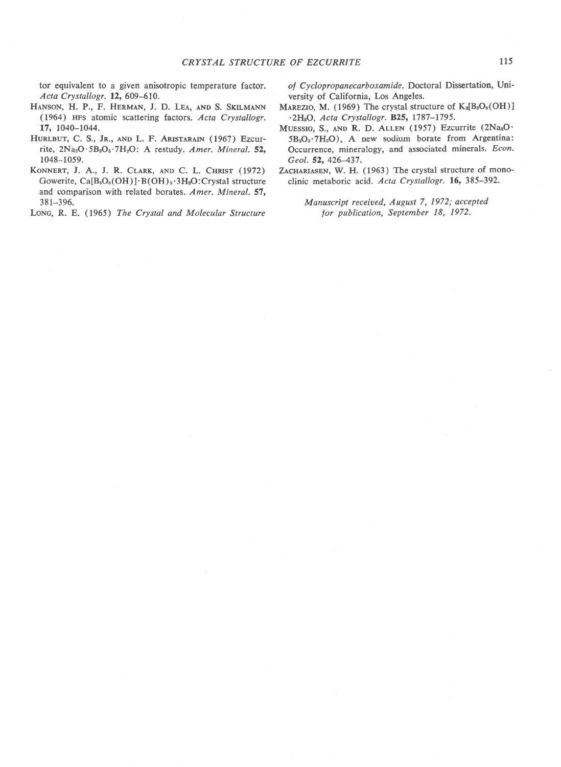tor equivalent to a given anisotropic temperature factor. *Acta Crystallogr.* **12**, 609–610.

HANSON, H. P., F. HERMAN, J. D. LEA, AND S. SKILMANN (1964) HFS atomic scattering factors. *Acta Crystallogr.* **17**, 1040–1044.

HURLBUT, C. S., JR., AND L. F. ARISTARAIN (1967) Ezcurrite, $2Na_2O \cdot 5B_2O_3 \cdot 7H_2O$: A restudy. *Amer. Mineral.* **52**, 1048–1059.

KONNERT, J. A., J. R. CLARK, AND C. L. CHRIST (1972) Gowerite, $Ca[B_5O_8(OH)] \cdot B(OH)_3 \cdot 3H_2O$: Crystal structure and comparison with related borates. *Amer. Mineral.* **57**, 381–396.

LONG, R. E. (1965) *The Crystal and Molecular Structure of Cyclopropanecarboxamide.* Doctoral Dissertation, University of California, Los Angeles.

MAREZIO, M. (1969) The crystal structure of $K_2[B_5O_8(OH)] \cdot 2H_2O$, *Acta Crystallogr.* **B25**, 1787–1795.

MUESSIG, S., AND R. D. ALLEN (1957) Ezcurrite ($2Na_2O \cdot 5B_2O_3 \cdot 7H_2O$), A new sodium borate from Argentina: Occurrence, mineralogy, and associated minerals. *Econ. Geol.* **52**, 426–437.

ZACHARIASEN, W. H. (1963) The crystal structure of monoclinic metaboric acid. *Acta Crystallogr.* **16**, 385–392.

*Manuscript received, August 7, 1972; accepted for publication, September 18, 1972.*